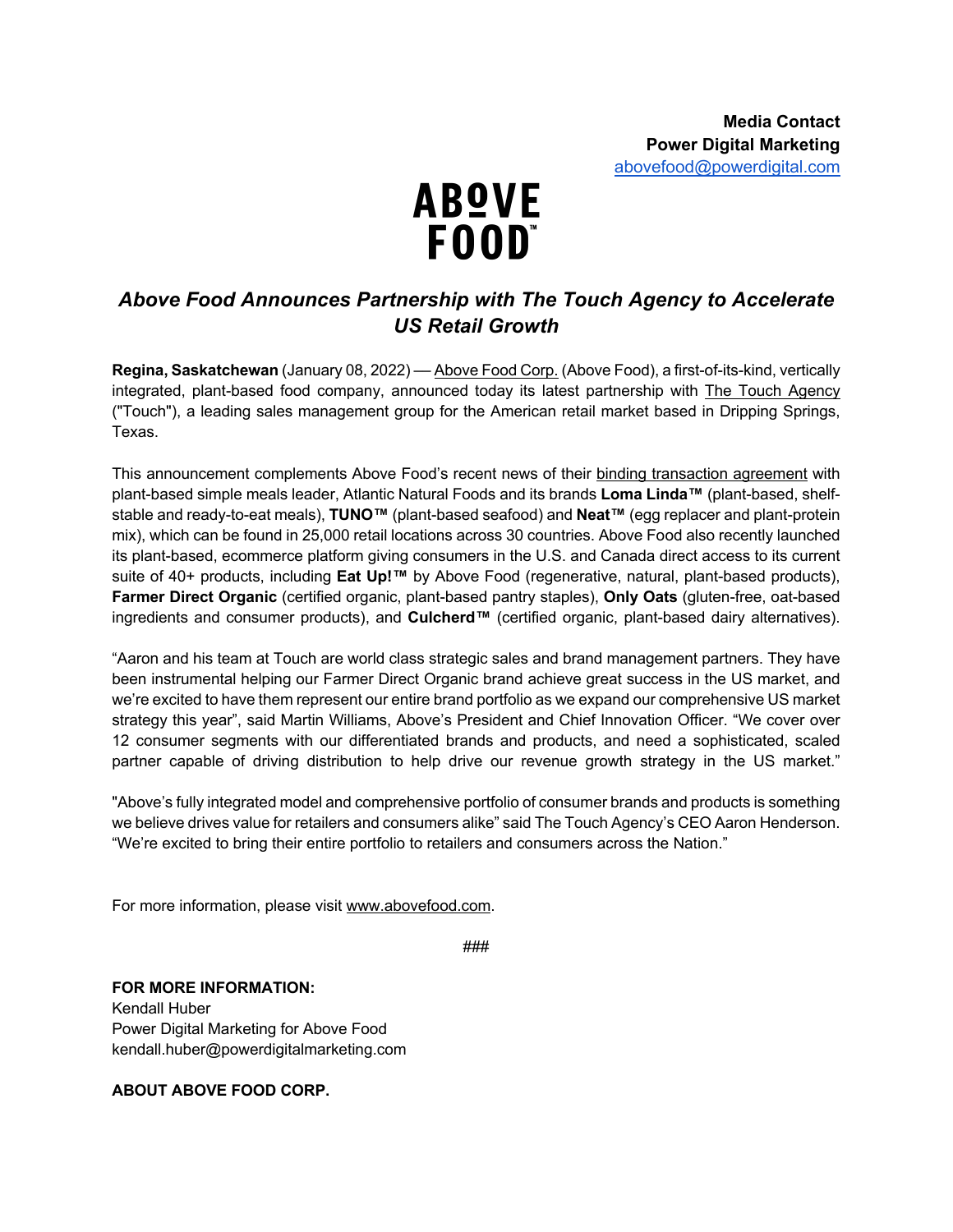**Media Contact**
**Power Digital Marketing**
abovefood@powerdigital.com

ABOVE FOOD™

# *Above Food Announces Partnership with The Touch Agency to Accelerate US Retail Growth*

**Regina, Saskatchewan** (January 08, 2022) — Above Food Corp. (Above Food), a first-of-its-kind, vertically integrated, plant-based food company, announced today its latest partnership with The Touch Agency ("Touch"), a leading sales management group for the American retail market based in Dripping Springs, Texas.

This announcement complements Above Food's recent news of their binding transaction agreement with plant-based simple meals leader, Atlantic Natural Foods and its brands **Loma Linda™** (plant-based, shelf-stable and ready-to-eat meals), **TUNO™** (plant-based seafood) and **Neat™** (egg replacer and plant-protein mix), which can be found in 25,000 retail locations across 30 countries. Above Food also recently launched its plant-based, ecommerce platform giving consumers in the U.S. and Canada direct access to its current suite of 40+ products, including **Eat Up!™** by Above Food (regenerative, natural, plant-based products), **Farmer Direct Organic** (certified organic, plant-based pantry staples), **Only Oats** (gluten-free, oat-based ingredients and consumer products), and **Culcherd™** (certified organic, plant-based dairy alternatives).

"Aaron and his team at Touch are world class strategic sales and brand management partners. They have been instrumental helping our Farmer Direct Organic brand achieve great success in the US market, and we're excited to have them represent our entire brand portfolio as we expand our comprehensive US market strategy this year", said Martin Williams, Above's President and Chief Innovation Officer. "We cover over 12 consumer segments with our differentiated brands and products, and need a sophisticated, scaled partner capable of driving distribution to help drive our revenue growth strategy in the US market."

"Above's fully integrated model and comprehensive portfolio of consumer brands and products is something we believe drives value for retailers and consumers alike" said The Touch Agency's CEO Aaron Henderson. "We're excited to bring their entire portfolio to retailers and consumers across the Nation."

For more information, please visit www.abovefood.com.

###

**FOR MORE INFORMATION:**
Kendall Huber
Power Digital Marketing for Above Food
kendall.huber@powerdigitalmarketing.com

**ABOUT ABOVE FOOD CORP.**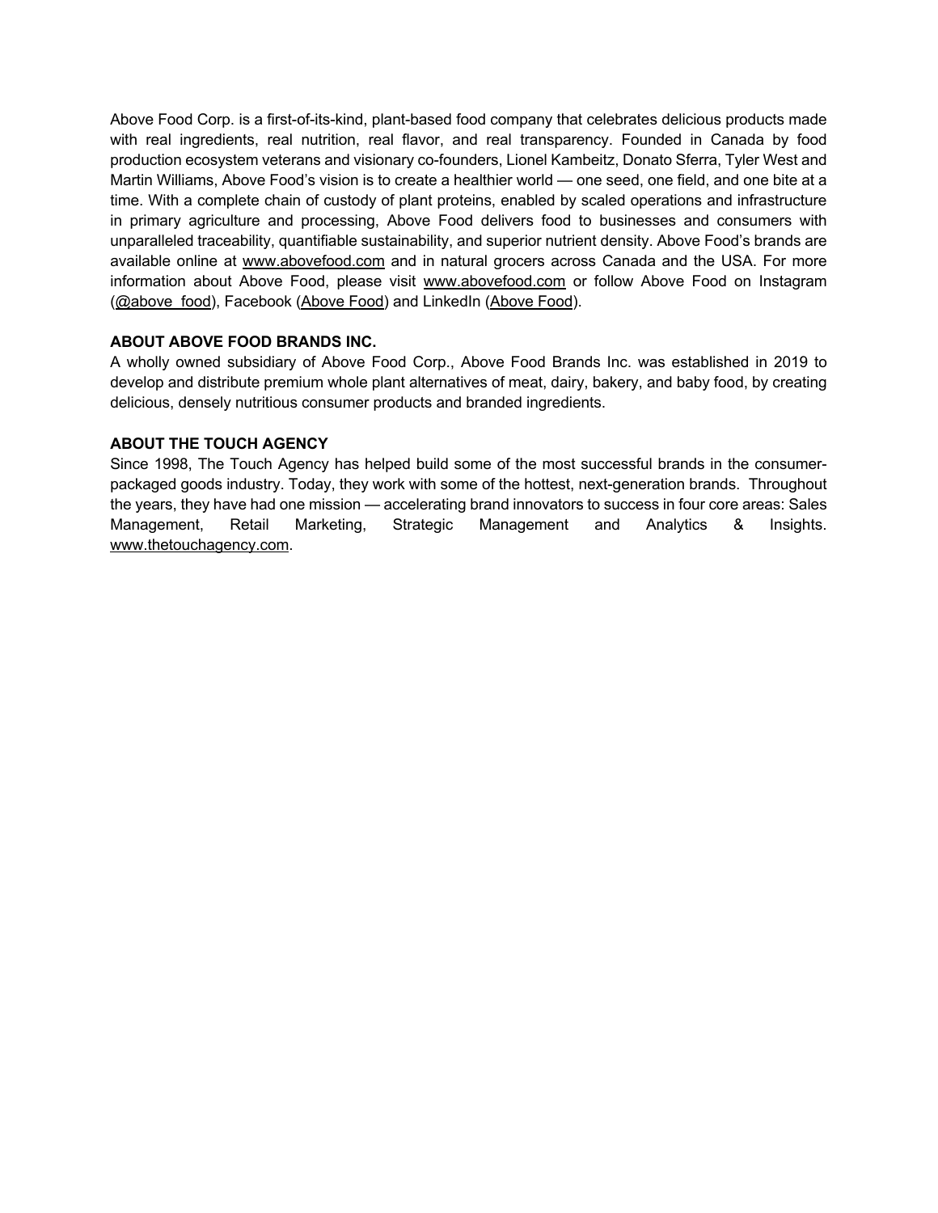Above Food Corp. is a first-of-its-kind, plant-based food company that celebrates delicious products made with real ingredients, real nutrition, real flavor, and real transparency. Founded in Canada by food production ecosystem veterans and visionary co-founders, Lionel Kambeitz, Donato Sferra, Tyler West and Martin Williams, Above Food's vision is to create a healthier world — one seed, one field, and one bite at a time. With a complete chain of custody of plant proteins, enabled by scaled operations and infrastructure in primary agriculture and processing, Above Food delivers food to businesses and consumers with unparalleled traceability, quantifiable sustainability, and superior nutrient density. Above Food's brands are available online at www.abovefood.com and in natural grocers across Canada and the USA. For more information about Above Food, please visit www.abovefood.com or follow Above Food on Instagram (@above_food), Facebook (Above Food) and LinkedIn (Above Food).

**ABOUT ABOVE FOOD BRANDS INC.**

A wholly owned subsidiary of Above Food Corp., Above Food Brands Inc. was established in 2019 to develop and distribute premium whole plant alternatives of meat, dairy, bakery, and baby food, by creating delicious, densely nutritious consumer products and branded ingredients.

**ABOUT THE TOUCH AGENCY**

Since 1998, The Touch Agency has helped build some of the most successful brands in the consumer-packaged goods industry. Today, they work with some of the hottest, next-generation brands. Throughout the years, they have had one mission — accelerating brand innovators to success in four core areas: Sales Management, Retail Marketing, Strategic Management and Analytics & Insights. www.thetouchagency.com.